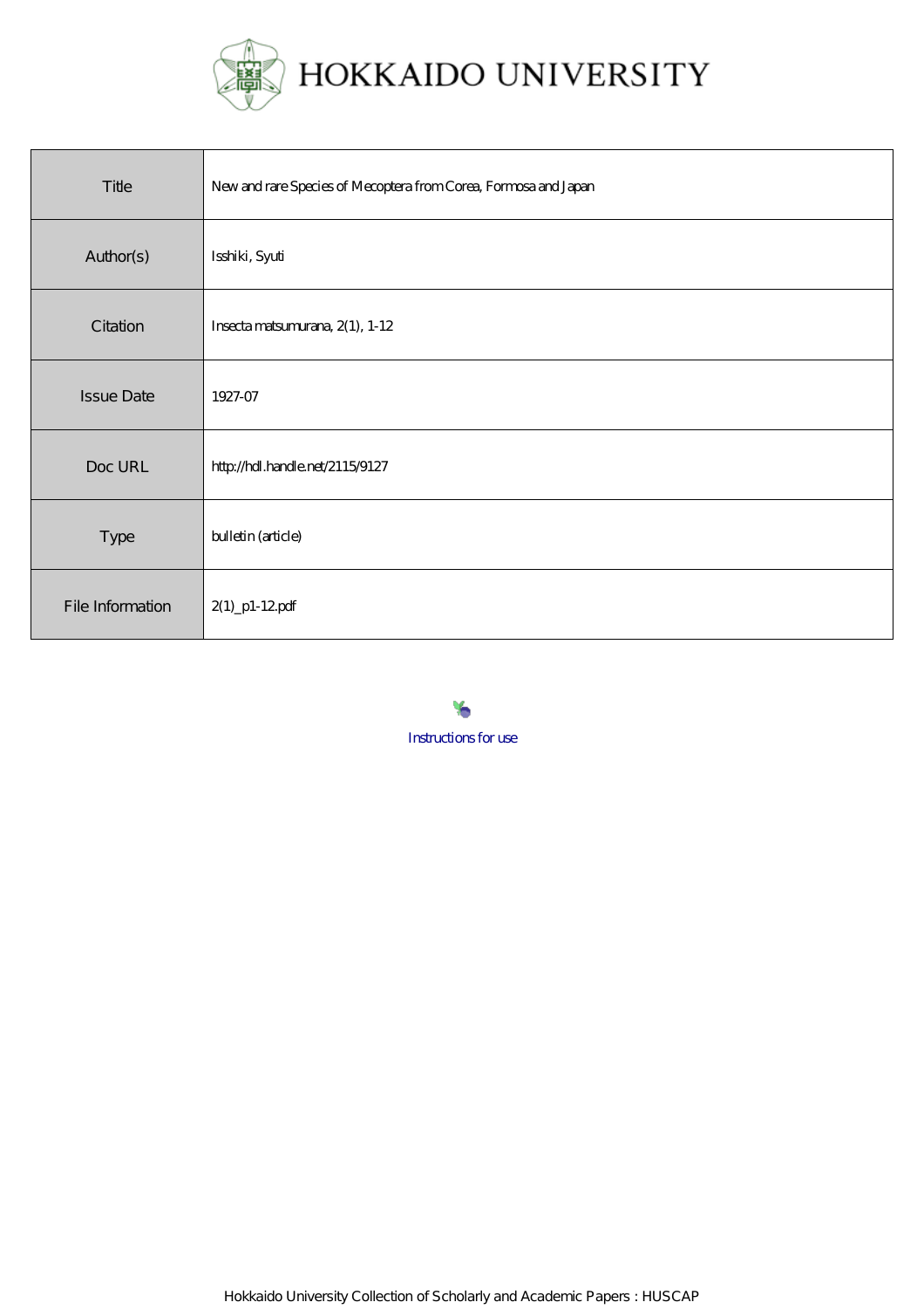# HOKKAIDO UNIVERSITY

| Title | New and rare Species of Mecoptera from Corea, Formosa and Japan |
| --- | --- |
| Author(s) | Isshiki, Syuti |
| Citation | Insecta matsumurana, 2(1), 1-12 |
| Issue Date | 1927-07 |
| Doc URL | http://hdl.handle.net/2115/9127 |
| Type | bulletin (article) |
| File Information | 2(1)_p1-12.pdf |

Instructions for use

Hokkaido University Collection of Scholarly and Academic Papers : HUSCAP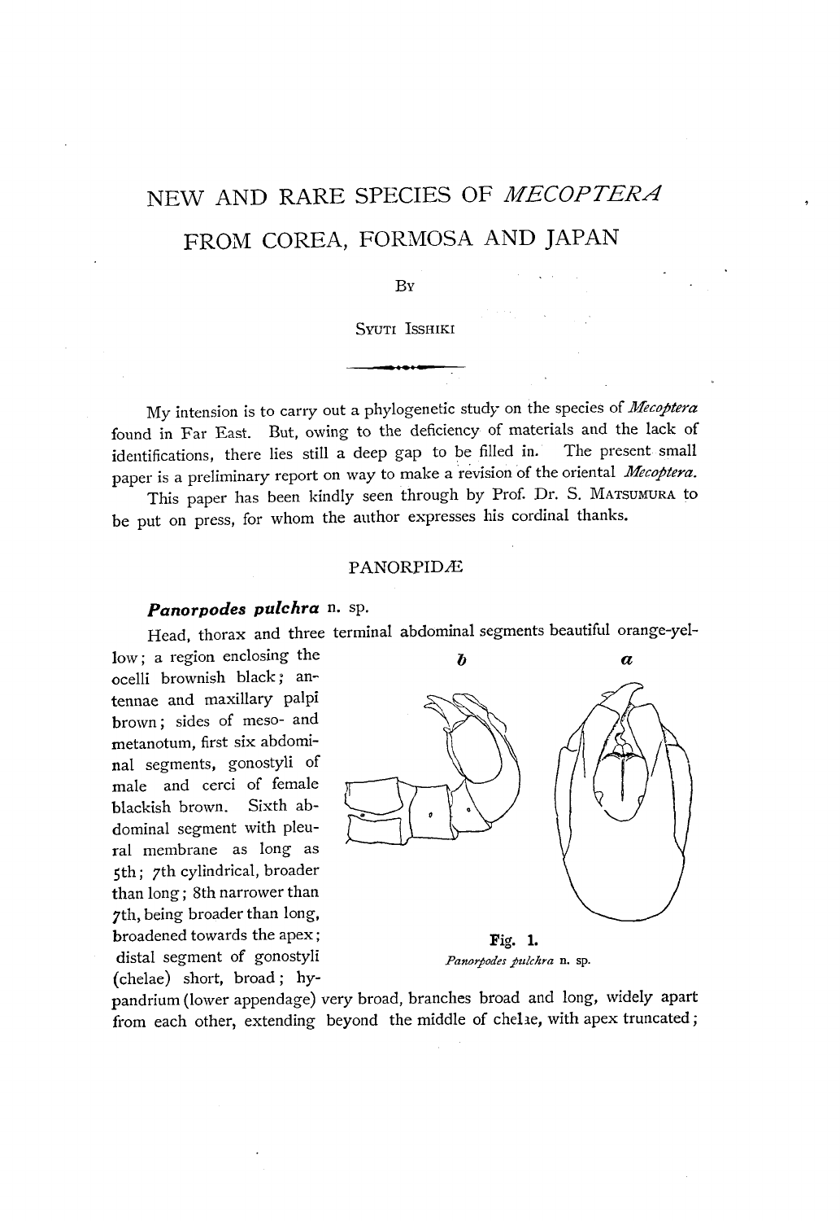# NEW AND RARE SPECIES OF *MECOPTERA* FROM COREA, FORMOSA AND JAPAN

By

Syuti Isshiki

My intension is to carry out a phylogenetic study on the species of *Mecoptera* found in Far East. But, owing to the deficiency of materials and the lack of identifications, there lies still a deep gap to be filled in. The present small paper is a preliminary report on way to make a revision of the oriental *Mecoptera*.

This paper has been kindly seen through by Prof. Dr. S. Matsumura to be put on press, for whom the author expresses his cordinal thanks.

## PANORPIDÆ

### *Panorpodes pulchra* n. sp.

Head, thorax and three terminal abdominal segments beautiful orange-yellow; a region enclosing the ocelli brownish black; antennae and maxillary palpi brown; sides of meso- and metanotum, first six abdominal segments, gonostyli of male and cerci of female blackish brown. Sixth abdominal segment with pleural membrane as long as 5th; 7th cylindrical, broader than long; 8th narrower than 7th, being broader than long, broadened towards the apex; distal segment of gonostyli (chelae) short, broad; hypandrium (lower appendage) very broad, branches broad and long, widely apart from each other, extending beyond the middle of chelae, with apex truncated;

Fig. 1.
*Panorpodes pulchra* n. sp.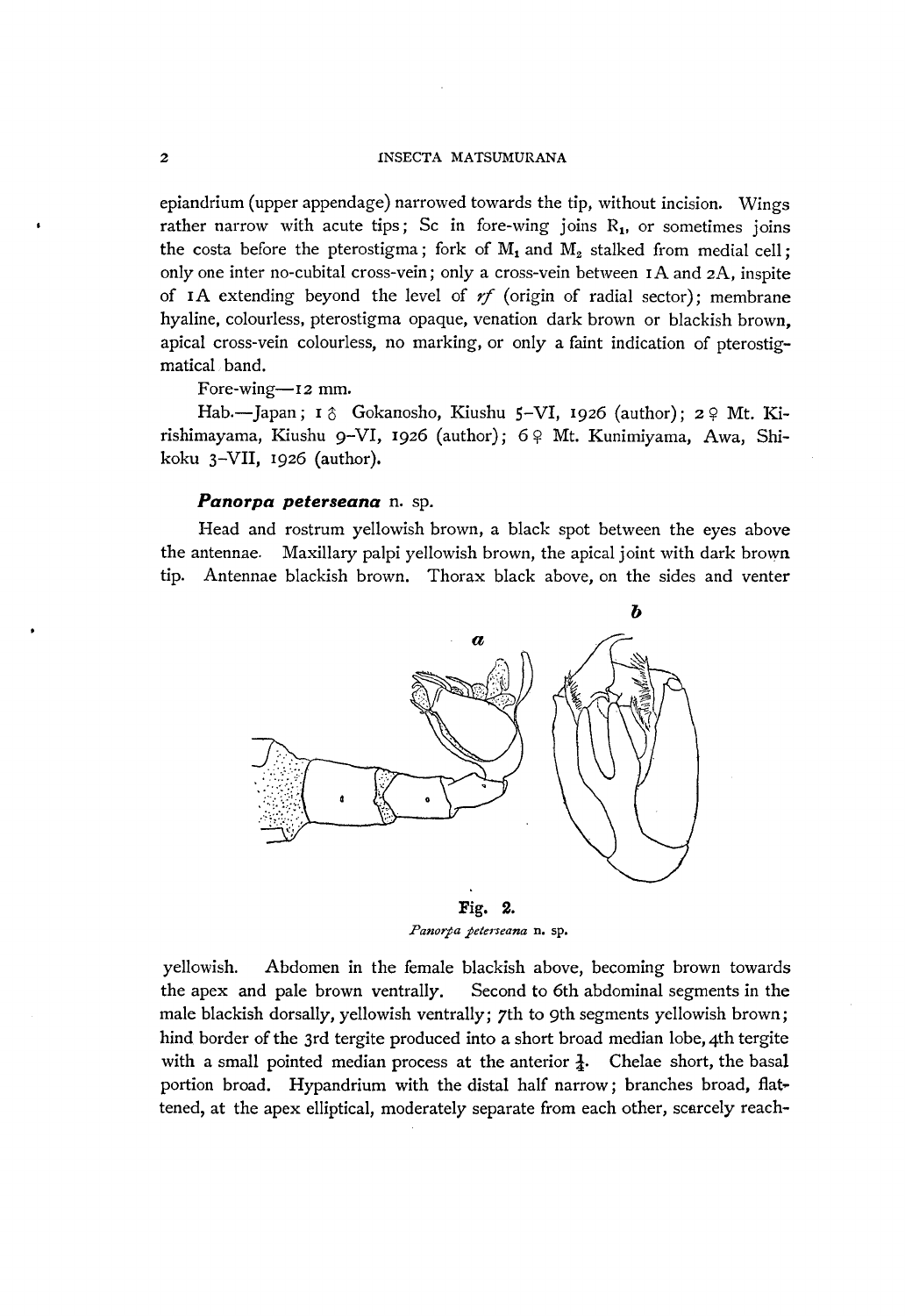epiandrium (upper appendage) narrowed towards the tip, without incision. Wings rather narrow with acute tips; Sc in fore-wing joins $R_1$, or sometimes joins the costa before the pterostigma; fork of $M_1$ and $M_2$ stalked from medial cell; only one inter no-cubital cross-vein; only a cross-vein between 1A and 2A, inspite of 1A extending beyond the level of *rf* (origin of radial sector); membrane hyaline, colourless, pterostigma opaque, venation dark brown or blackish brown, apical cross-vein colourless, no marking, or only a faint indication of pterostigmatical band.

Fore-wing—12 mm.

Hab.—Japan; 1 ♂ Gokanosho, Kiushu 5-VI, 1926 (author); 2 ♀ Mt. Kirishimayama, Kiushu 9-VI, 1926 (author); 6 ♀ Mt. Kunimiyama, Awa, Shikoku 3-VII, 1926 (author).

### ***Panorpa peterseana*** n. sp.

Head and rostrum yellowish brown, a black spot between the eyes above the antennae. Maxillary palpi yellowish brown, the apical joint with dark brown tip. Antennae blackish brown. Thorax black above, on the sides and venter

**Fig. 2.**
*Panorpa peterseana* n. sp.

yellowish. Abdomen in the female blackish above, becoming brown towards the apex and pale brown ventrally. Second to 6th abdominal segments in the male blackish dorsally, yellowish ventrally; 7th to 9th segments yellowish brown; hind border of the 3rd tergite produced into a short broad median lobe, 4th tergite with a small pointed median process at the anterior $\frac{1}{4}$. Chelae short, the basal portion broad. Hypandrium with the distal half narrow; branches broad, flattened, at the apex elliptical, moderately separate from each other, scarcely reach-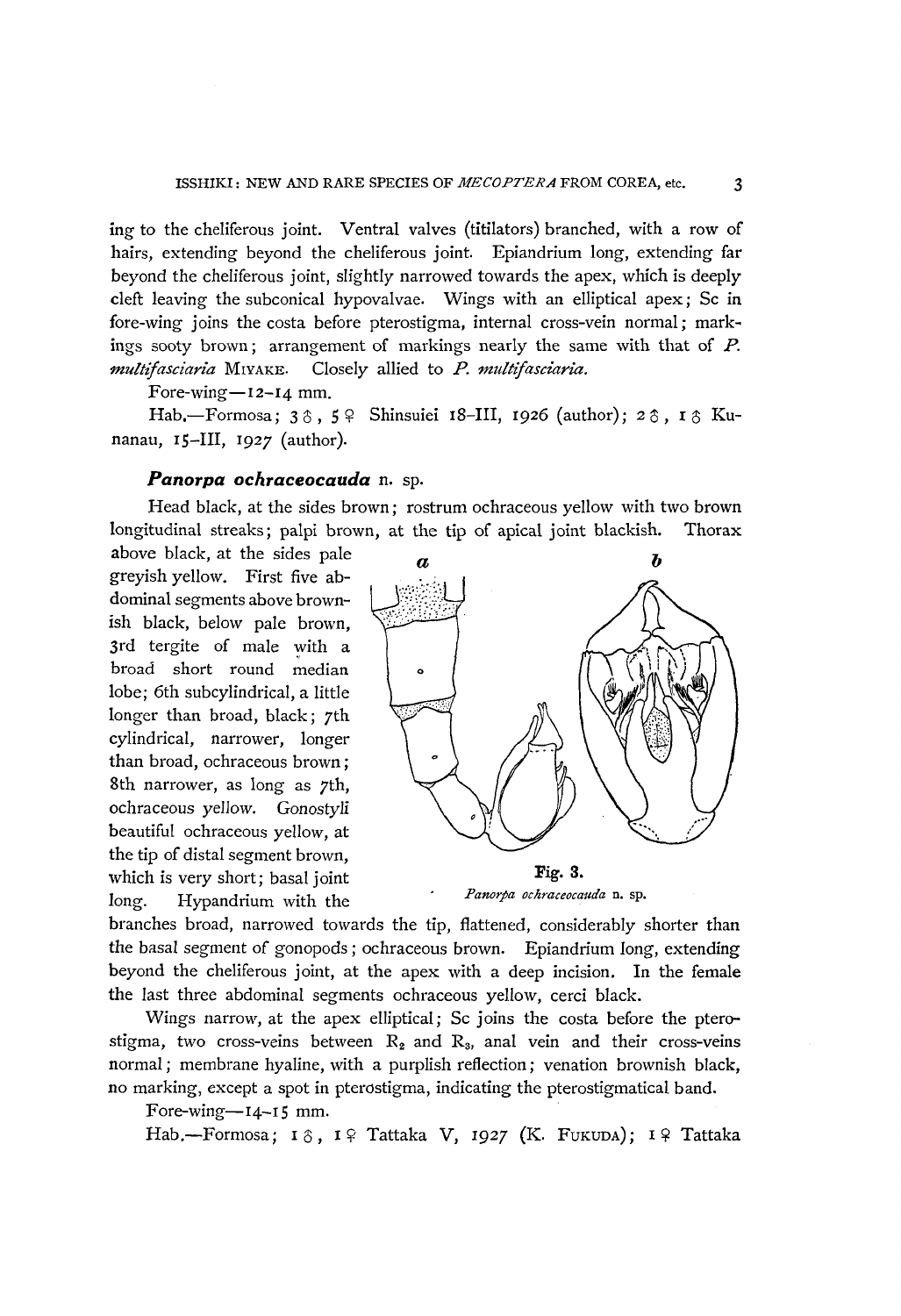ing to the cheliferous joint. Ventral valves (titilators) branched, with a row of hairs, extending beyond the cheliferous joint. Epiandrium long, extending far beyond the cheliferous joint, slightly narrowed towards the apex, which is deeply cleft leaving the subconical hypovalvae. Wings with an elliptical apex; Sc in fore-wing joins the costa before pterostigma, internal cross-vein normal; markings sooty brown; arrangement of markings nearly the same with that of *P. multifasciaria* MIYAKE. Closely allied to *P. multifasciaria*.

Fore-wing—12–14 mm.

Hab.—Formosa; 3♂, 5♀ Shinsuiei 18–III, 1926 (author); 2♂, 1♂ Kunanau, 15–III, 1927 (author).

### *Panorpa ochraceocauda* n. sp.

Head black, at the sides brown; rostrum ochraceous yellow with two brown longitudinal streaks; palpi brown, at the tip of apical joint blackish. Thorax above black, at the sides pale greyish yellow. First five abdominal segments above brownish black, below pale brown, 3rd tergite of male with a broad short round median lobe; 6th subcylindrical, a little longer than broad, black; 7th cylindrical, narrower, longer than broad, ochraceous brown; 8th narrower, as long as 7th, ochraceous yellow. Gonostyli beautiful ochraceous yellow, at the tip of distal segment brown, which is very short; basal joint long. Hypandrium with the branches broad, narrowed towards the tip, flattened, considerably shorter than the basal segment of gonopods; ochraceous brown. Epiandrium long, extending beyond the cheliferous joint, at the apex with a deep incision. In the female the last three abdominal segments ochraceous yellow, cerci black.

Fig. 3.
*Panorpa ochraceocauda* n. sp.

Wings narrow, at the apex elliptical; Sc joins the costa before the pterostigma, two cross-veins between $R_2$ and $R_3$, anal vein and their cross-veins normal; membrane hyaline, with a purplish reflection; venation brownish black, no marking, except a spot in pterostigma, indicating the pterostigmatical band.

Fore-wing—14–15 mm.

Hab.—Formosa; 1♂, 1♀ Tattaka V, 1927 (K. FUKUDA); 1♀ Tattaka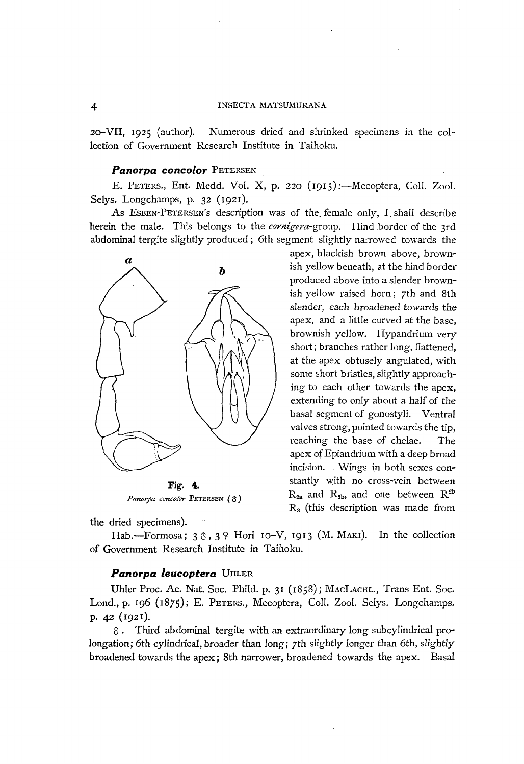20–VII, 1925 (author). Numerous dried and shrinked specimens in the collection of Government Research Institute in Taihoku.

### *Panorpa concolor* PETERSEN

E. PETERS., Ent. Medd. Vol. X, p. 220 (1915):—Mecoptera, Coll. Zool. Selys. Longchamps, p. 32 (1921).

As ESBEN-PETERSEN's description was of the female only, I shall describe herein the male. This belongs to the *cornigera*-group. Hind border of the 3rd abdominal tergite slightly produced; 6th segment slightly narrowed towards the apex, blackish brown above, brownish yellow beneath, at the hind border produced above into a slender brownish yellow raised horn; 7th and 8th slender, each broadened towards the apex, and a little curved at the base, brownish yellow. Hypandrium very short; branches rather long, flattened, at the apex obtusely angulated, with some short bristles, slightly approaching to each other towards the apex, extending to only about a half of the basal segment of gonostyli. Ventral valves strong, pointed towards the tip, reaching the base of chelae. The apex of Epiandrium with a deep broad incision. Wings in both sexes constantly with no cross-vein between $R_{2a}$ and $R_{2b}$, and one between $R^{2b}$ $R_3$ (this description was made from the dried specimens).

**Fig. 4.**
*Panorpa concolor* PETERSEN (♂)

Hab.—Formosa; 3♂, 3♀ Hori 10–V, 1913 (M. MAKI). In the collection of Government Research Institute in Taihoku.

### *Panorpa leucoptera* UHLER

Uhler Proc. Ac. Nat. Soc. Phild. p. 31 (1858); MACLACHL., Trans Ent. Soc. Lond., p. 196 (1875); E. PETERS., Mecoptera, Coll. Zool. Selys. Longchamps. p. 42 (1921).

♂. Third abdominal tergite with an extraordinary long subcylindrical prolongation; 6th cylindrical, broader than long; 7th slightly longer than 6th, slightly broadened towards the apex; 8th narrower, broadened towards the apex. Basal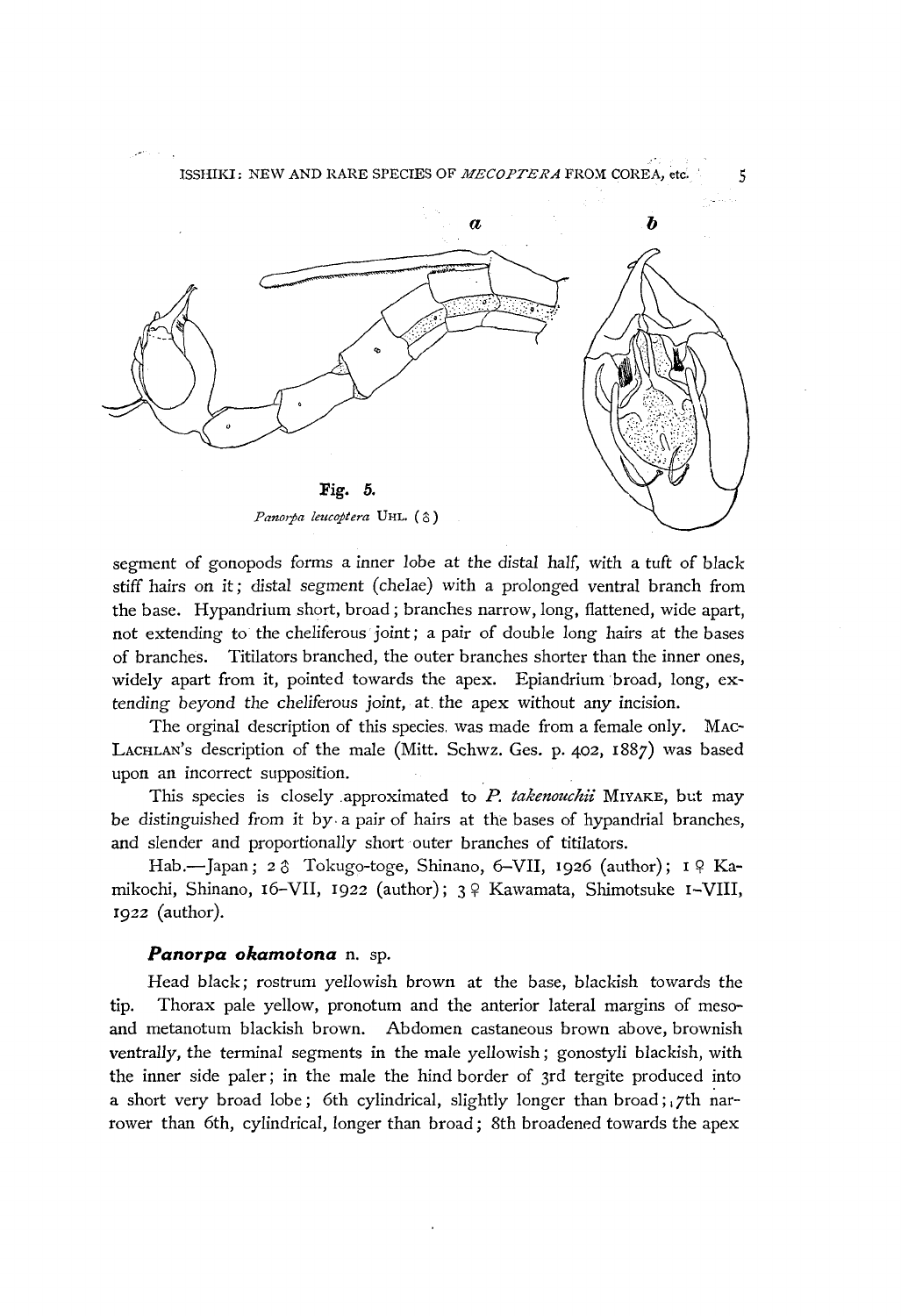a b

Fig. 5.

*Panorpa leucoptera* UHL. (♂)

segment of gonopods forms a inner lobe at the distal half, with a tuft of black stiff hairs on it; distal segment (chelae) with a prolonged ventral branch from the base. Hypandrium short, broad; branches narrow, long, flattened, wide apart, not extending to the cheliferous joint; a pair of double long hairs at the bases of branches. Titilators branched, the outer branches shorter than the inner ones, widely apart from it, pointed towards the apex. Epiandrium broad, long, extending beyond the cheliferous joint, at the apex without any incision.

The orginal description of this species was made from a female only. MACLACHLAN's description of the male (Mitt. Schwz. Ges. p. 402, 1887) was based upon an incorrect supposition.

This species is closely approximated to *P. takenouchii* MIYAKE, but may be distinguished from it by a pair of hairs at the bases of hypandrial branches, and slender and proportionally short outer branches of titilators.

Hab.—Japan; 2 ♂ Tokugo-toge, Shinano, 6–VII, 1926 (author); 1 ♀ Kamikochi, Shinano, 16–VII, 1922 (author); 3 ♀ Kawamata, Shimotsuke 1–VIII, 1922 (author).

### *Panorpa okamotona* n. sp.

Head black; rostrum yellowish brown at the base, blackish towards the tip. Thorax pale yellow, pronotum and the anterior lateral margins of meso- and metanotum blackish brown. Abdomen castaneous brown above, brownish ventrally, the terminal segments in the male yellowish; gonostyli blackish, with the inner side paler; in the male the hind border of 3rd tergite produced into a short very broad lobe; 6th cylindrical, slightly longer than broad; 7th narrower than 6th, cylindrical, longer than broad; 8th broadened towards the apex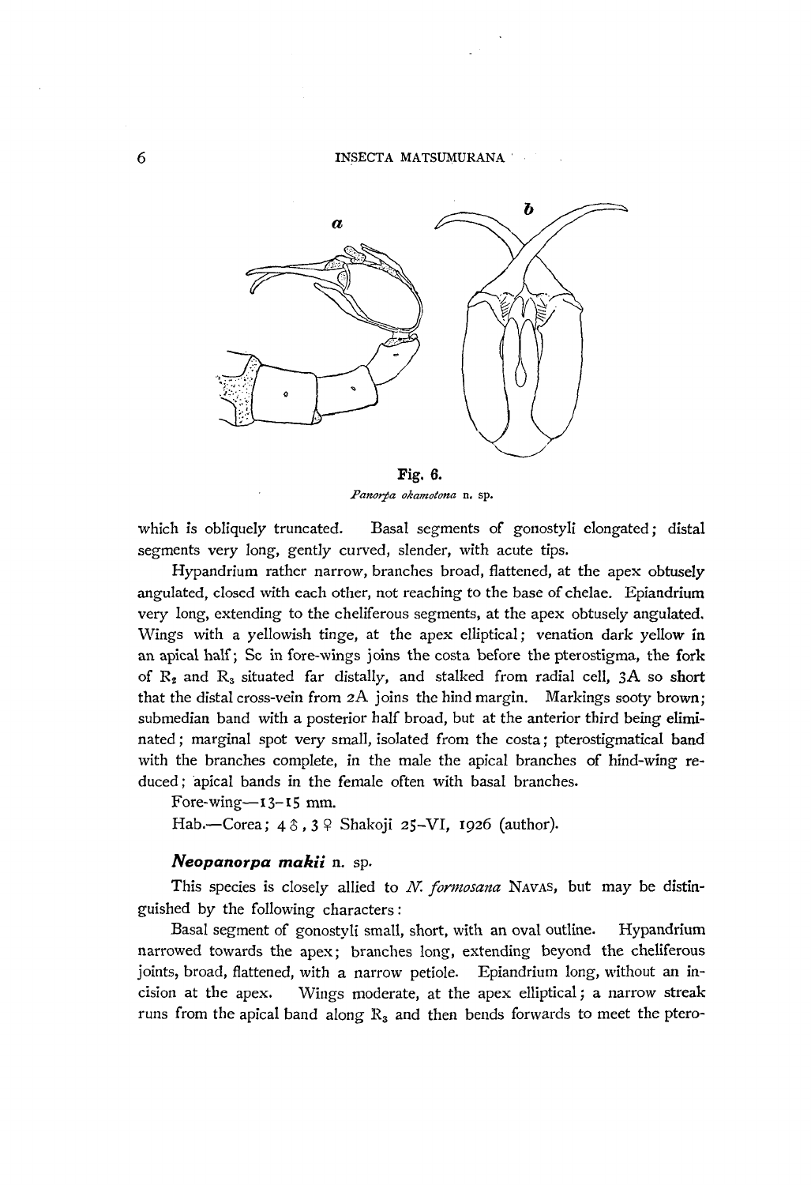Fig. 6.
*Panorpa okamotona* n. sp.

which is obliquely truncated. Basal segments of gonostyli elongated; distal segments very long, gently curved, slender, with acute tips.

Hypandrium rather narrow, branches broad, flattened, at the apex obtusely angulated, closed with each other, not reaching to the base of chelae. Epiandrium very long, extending to the cheliferous segments, at the apex obtusely angulated. Wings with a yellowish tinge, at the apex elliptical; venation dark yellow in an apical half; Sc in fore-wings joins the costa before the pterostigma, the fork of $R_2$ and $R_3$ situated far distally, and stalked from radial cell, 3A so short that the distal cross-vein from 2A joins the hind margin. Markings sooty brown; submedian band with a posterior half broad, but at the anterior third being eliminated; marginal spot very small, isolated from the costa; pterostigmatical band with the branches complete, in the male the apical branches of hind-wing reduced; apical bands in the female often with basal branches.

Fore-wing—13–15 mm.

Hab.—Corea; 4 ♂, 3 ♀ Shakoji 25–VI, 1926 (author).

### *Neopanorpa makii* n. sp.

This species is closely allied to *N. formosana* NAVAS, but may be distinguished by the following characters:

Basal segment of gonostyli small, short, with an oval outline. Hypandrium narrowed towards the apex; branches long, extending beyond the cheliferous joints, broad, flattened, with a narrow petiole. Epiandrium long, without an incision at the apex. Wings moderate, at the apex elliptical; a narrow streak runs from the apical band along $R_3$ and then bends forwards to meet the ptero-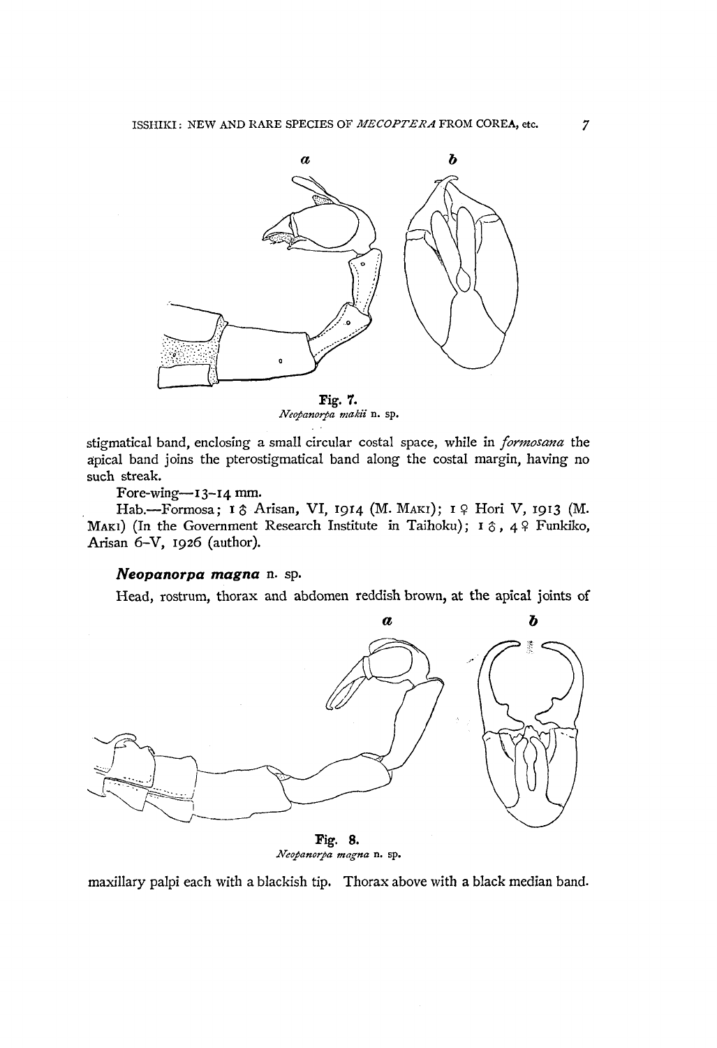Fig. 7.
*Neopanorpa makii* n. sp.

stigmatical band, enclosing a small circular costal space, while in *formosana* the apical band joins the pterostigmatical band along the costal margin, having no such streak.

Fore-wing—13–14 mm.

Hab.—Formosa; 1 ♂ Arisan, VI, 1914 (M. MAKI); 1 ♀ Hori V, 1913 (M. MAKI) (In the Government Research Institute in Taihoku); 1 ♂, 4 ♀ Funkiko, Arisan 6–V, 1926 (author).

### ***Neopanorpa magna*** n. sp.

Head, rostrum, thorax and abdomen reddish brown, at the apical joints of

Fig. 8.
*Neopanorpa magna* n. sp.

maxillary palpi each with a blackish tip. Thorax above with a black median band.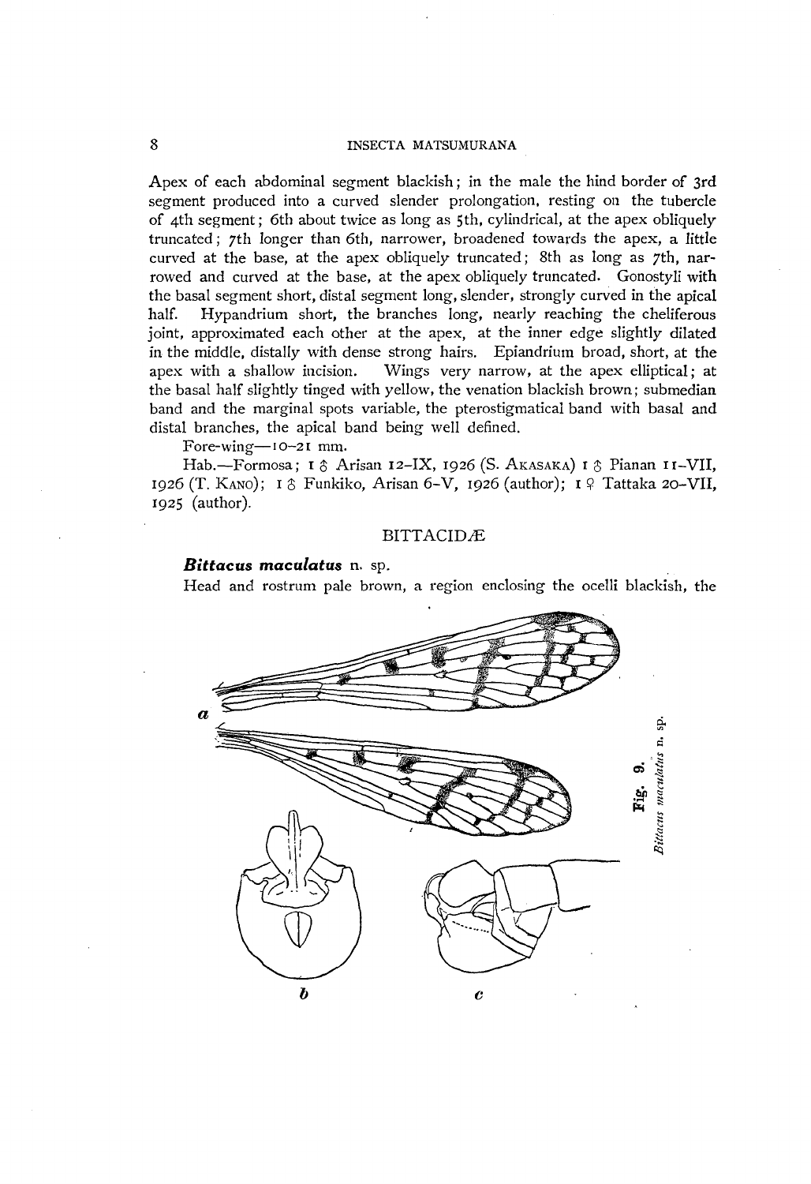Apex of each abdominal segment blackish; in the male the hind border of 3rd segment produced into a curved slender prolongation, resting on the tubercle of 4th segment; 6th about twice as long as 5th, cylindrical, at the apex obliquely truncated; 7th longer than 6th, narrower, broadened towards the apex, a little curved at the base, at the apex obliquely truncated; 8th as long as 7th, narrowed and curved at the base, at the apex obliquely truncated. Gonostyli with the basal segment short, distal segment long, slender, strongly curved in the apical half. Hypandrium short, the branches long, nearly reaching the cheliferous joint, approximated each other at the apex, at the inner edge slightly dilated in the middle, distally with dense strong hairs. Epiandrium broad, short, at the apex with a shallow incision. Wings very narrow, at the apex elliptical; at the basal half slightly tinged with yellow, the venation blackish brown; submedian band and the marginal spots variable, the pterostigmatical band with basal and distal branches, the apical band being well defined.

Fore-wing—10–21 mm.

Hab.—Formosa; 1 ♂ Arisan 12–IX, 1926 (S. Akasaka) 1 ♂ Pianan 11–VII, 1926 (T. Kano); 1 ♂ Funkiko, Arisan 6–V, 1926 (author); 1 ♀ Tattaka 20–VII, 1925 (author).

## BITTACIDÆ

### *Bittacus maculatus* n. sp.

Head and rostrum pale brown, a region enclosing the ocelli blackish, the

Fig. 9. *Bittacus maculatus* n. sp.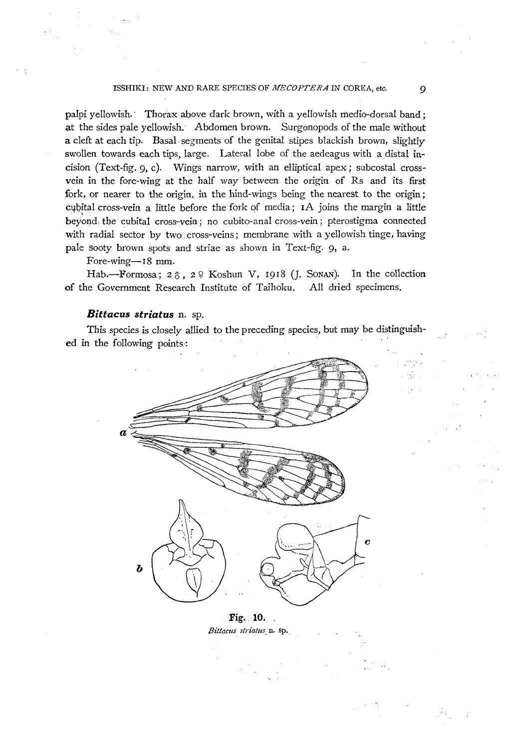palpi yellowish. Thorax above dark brown, with a yellowish medio-dorsal band; at the sides pale yellowish. Abdomen brown. Surgonopods of the male without a cleft at each tip. Basal segments of the genital stipes blackish brown, slightly swollen towards each tips, large. Lateral lobe of the aedeagus with a distal incision (Text-fig. 9, c). Wings narrow, with an elliptical apex; subcostal cross-vein in the fore-wing at the half way between the origin of Rs and its first fork, or nearer to the origin, in the hind-wings being the nearest to the origin; cubital cross-vein a little before the fork of media; 1A joins the margin a little beyond the cubital cross-vein; no cubito-anal cross-vein; pterostigma connected with radial sector by two cross-veins; membrane with a yellowish tinge, having pale sooty brown spots and striae as shown in Text-fig. 9, a.

Fore-wing—18 mm.

Hab.—Formosa; 2 ♂, 2 ♀ Koshun V, 1918 (J. Sonan). In the collection of the Government Research Institute of Taihoku. All dried specimens.

### *Bittacus striatus* n. sp.

This species is closely allied to the preceding species, but may be distinguished in the following points:

Fig. 10.
*Bittacus striatus* n. sp.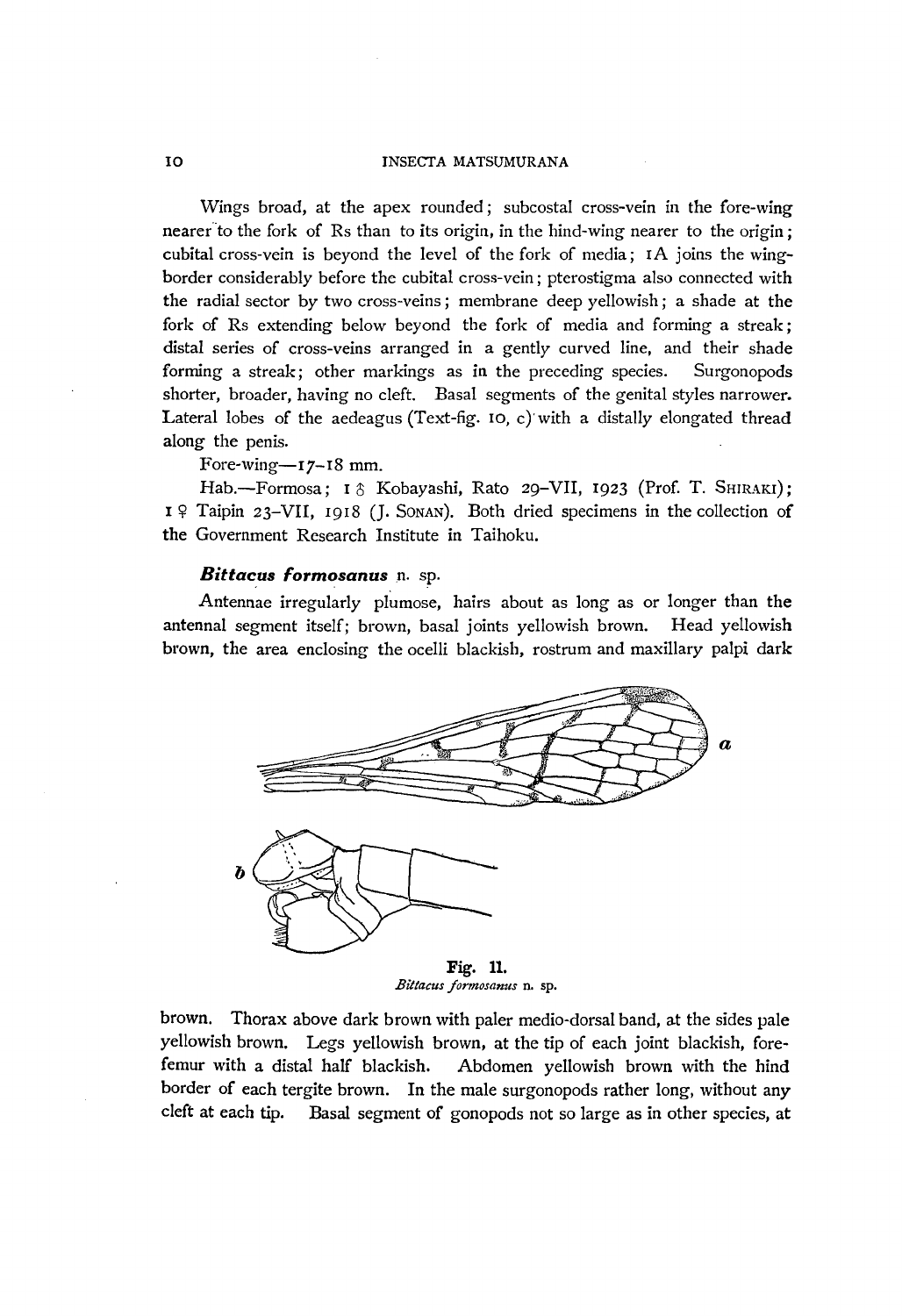Wings broad, at the apex rounded; subcostal cross-vein in the fore-wing nearer to the fork of Rs than to its origin, in the hind-wing nearer to the origin; cubital cross-vein is beyond the level of the fork of media; 1A joins the wing-border considerably before the cubital cross-vein; pterostigma also connected with the radial sector by two cross-veins; membrane deep yellowish; a shade at the fork of Rs extending below beyond the fork of media and forming a streak; distal series of cross-veins arranged in a gently curved line, and their shade forming a streak; other markings as in the preceding species. Surgonopods shorter, broader, having no cleft. Basal segments of the genital styles narrower. Lateral lobes of the aedeagus (Text-fig. 10, c) with a distally elongated thread along the penis.

Fore-wing—17–18 mm.

Hab.—Formosa; 1 ♂ Kobayashi, Rato 29-VII, 1923 (Prof. T. SHIRAKI); 1 ♀ Taipin 23-VII, 1918 (J. SONAN). Both dried specimens in the collection of the Government Research Institute in Taihoku.

### *Bittacus formosanus* n. sp.

Antennae irregularly plumose, hairs about as long as or longer than the antennal segment itself; brown, basal joints yellowish brown. Head yellowish brown, the area enclosing the ocelli blackish, rostrum and maxillary palpi dark brown. Thorax above dark brown with paler medio-dorsal band, at the sides pale yellowish brown. Legs yellowish brown, at the tip of each joint blackish, fore-femur with a distal half blackish. Abdomen yellowish brown with the hind border of each tergite brown. In the male surgonopods rather long, without any cleft at each tip. Basal segment of gonopods not so large as in other species, at

**Fig. 11.**
*Bittacus formosanus* n. sp.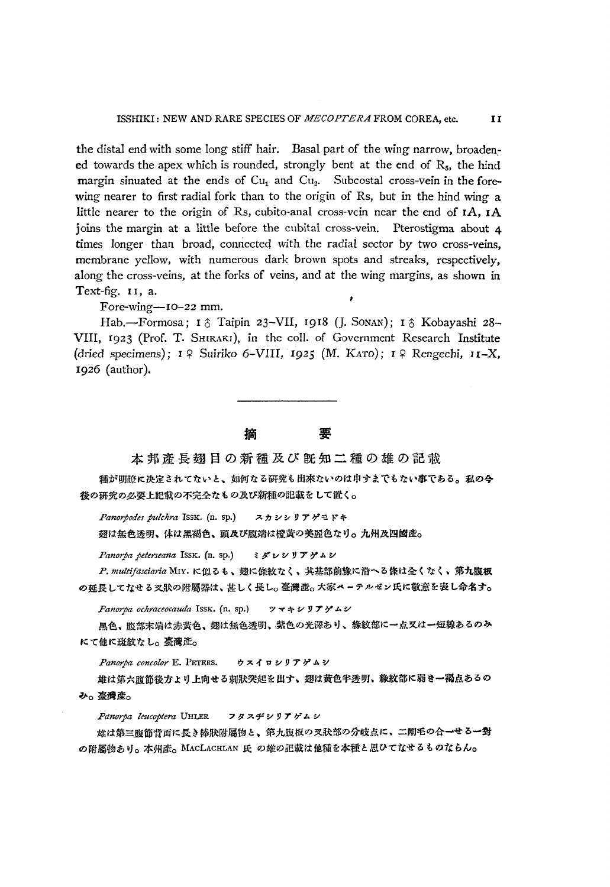the distal end with some long stiff hair. Basal part of the wing narrow, broadened towards the apex which is rounded, strongly bent at the end of $R_5$, the hind margin sinuated at the ends of $Cu_1$ and $Cu_2$. Subcostal cross-vein in the fore-wing nearer to first radial fork than to the origin of Rs, but in the hind wing a little nearer to the origin of Rs, cubito-anal cross-vein near the end of 1A, 1A joins the margin at a little before the cubital cross-vein. Pterostigma about 4 times longer than broad, connected with the radial sector by two cross-veins, membrane yellow, with numerous dark brown spots and streaks, respectively, along the cross-veins, at the forks of veins, and at the wing margins, as shown in Text-fig. 11, a.

Fore-wing—10–22 mm.

Hab.—Formosa; 1 ♂ Taipin 23–VII, 1918 (J. SONAN); 1 ♂ Kobayashi 28–VIII, 1923 (Prof. T. SHIRAKI), in the coll. of Government Research Institute (dried specimens); 1 ♀ Suiriko 6–VIII, 1925 (M. KATO); 1 ♀ Rengechi, 11–X, 1926 (author).

---

## 摘　　要

### 本邦產長翅目の新種及び既知二種の雄の記載

種が明瞭に決定されてないと、如何なる研究も出來ないのは申すまでもない事である。私の今後の研究の必要上記載の不完全なもの及び新種の記載をして置く。

*Panorpodes pulchra* ISSK. (n. sp.)　スカシシリアゲモドキ

翅は無色透明、体は黑褐色、頭及び腹端は橙黃の美麗色なり。九州及四國產。

*Panorpa peterseana* ISSK. (n. sp.)　ミダレシリアゲムシ

*P. multifasciaria* MIY. に似るも、翅に條紋なく、其基部前緣に沿へる條は全くなく、第九腹板の延長してなせる叉狀の附屬器は、甚しく長し。臺灣產。大家ペーテルゼン氏に敬意を表し命名す。

*Panorpa ochraceocauda* ISSK. (n. sp.)　ツマキシリアゲムシ

黑色、腹部末端は赤黃色、翅は無色透明、紫色の光澤あり、緣紋部に一點又は一短線あるのみにて他に斑紋なし。臺灣產。

*Panorpa concolor* E. PETERS.　ウスイロシリアゲムシ

雄は第六腹節後方より上向せる刺狀突起を出す、翅は黃色半透明、緣紋部に弱き一褐點あるのみ。臺灣產。

*Panorpa leucoptera* UHLER　フタスヂシリアゲムシ

雄は第三腹節背面に長き棒狀附屬物と、第九腹板の叉狀部の分岐點に、二剛毛の合一せる一對の附屬物あり。本州產。MACLACHLAN 氏の雄の記載は他種を本種と思ひてなせるものならん。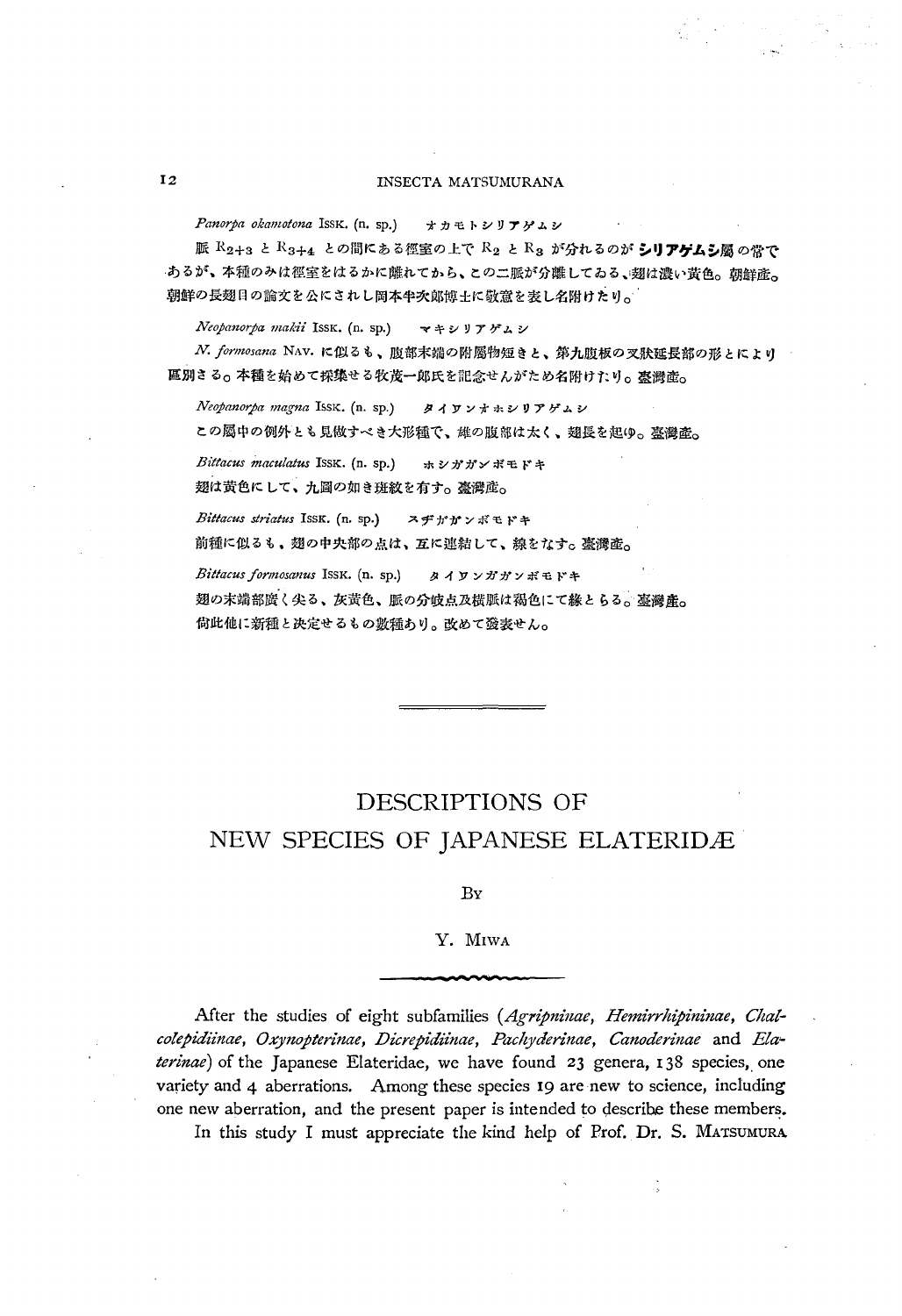*Panorpa okamotona* ISSK. (n. sp.)　オカモトシリアゲムシ

脈 $R_{2+3}$ と $R_{3+4}$ との間にある径室の上で $R_2$ と $R_3$ が分れるのが**シリアゲムシ属**の常であるが、本種のみは径室をはるかに離れてから、この二脈が分離してゐる、翅は濃い黄色。朝鮮産。朝鮮の長翅目の論文を公にされし岡本半次郎博士に敬意を表し名附けたり。

*Neopanorpa makii* ISSK. (n. sp.)　マキシリアゲムシ

*N. formosana* NAV. に似るも、腹部末端の附属物短きと、第九腹板の叉狀延長部の形とにより區別さる。本種を始めて採集せる牧茂一郎氏を記念せんがため名附けたり。臺灣產。

*Neopanorpa magna* ISSK. (n. sp.)　タイワンオホシリアゲムシ

この属中の例外とも見做すべき大形種で、雄の腹部は太く、翅長を超ゆ。臺灣產。

*Bittacus maculatus* ISSK. (n. sp.)　ホシガガンボモドキ

翅は黄色にして、九個の如き斑紋を有す。臺灣產。

*Bittacus striatus* ISSK. (n. sp.)　スヂガガンボモドキ

前種に似るも、翅の中央部の点は、互に連結して、線をなす。臺灣產。

*Bittacus formosanus* ISSK. (n. sp.)　タイワンガガンボモドキ

翅の末端部廣く尖る、灰黄色、脈の分岐点及横脈は褐色にて縁とらる。臺灣產。

尙此他に新種と決定せるもの數種あり。改めて發表せん。

---

# DESCRIPTIONS OF NEW SPECIES OF JAPANESE ELATERIDÆ

By

Y. MIWA

After the studies of eight subfamilies (*Agripninae*, *Hemirrhipininae*, *Chalcolepidiinae*, *Oxynopterinae*, *Dicrepidiinae*, *Pachyderinae*, *Canoderinae* and *Elaterinae*) of the Japanese Elateridae, we have found 23 genera, 138 species, one variety and 4 aberrations. Among these species 19 are new to science, including one new aberration, and the present paper is intended to describe these members.

In this study I must appreciate the kind help of Prof. Dr. S. MATSUMURA